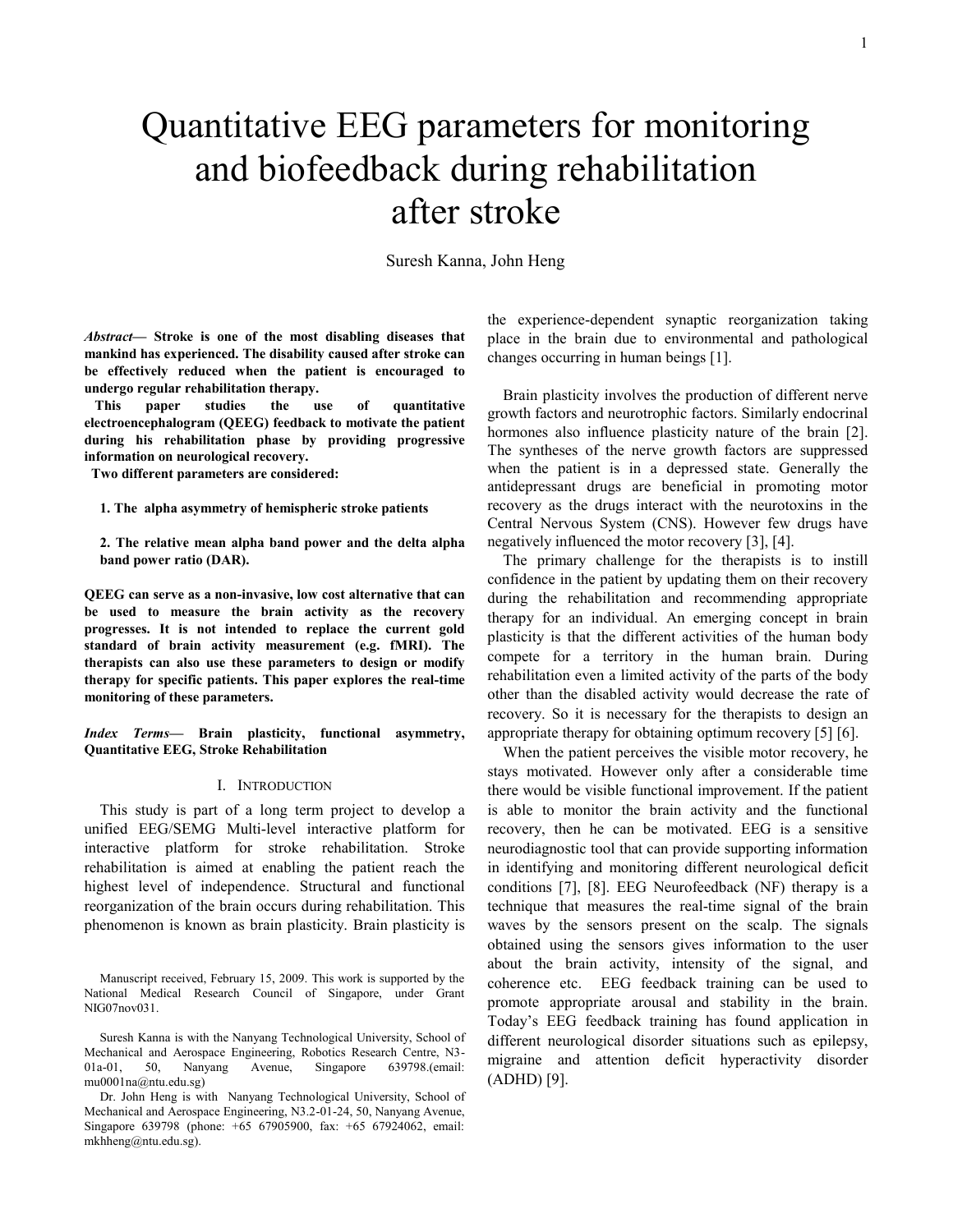# Quantitative EEG parameters for monitoring and biofeedback during rehabilitation after stroke

Suresh Kanna, John Heng

***Abstract*— Stroke is one of the most disabling diseases that mankind has experienced. The disability caused after stroke can be effectively reduced when the patient is encouraged to undergo regular rehabilitation therapy.**

**This paper studies the use of quantitative electroencephalogram (QEEG) feedback to motivate the patient during his rehabilitation phase by providing progressive information on neurological recovery.**

**Two different parameters are considered:**

**1. The alpha asymmetry of hemispheric stroke patients**

**2. The relative mean alpha band power and the delta alpha band power ratio (DAR).**

**QEEG can serve as a non-invasive, low cost alternative that can be used to measure the brain activity as the recovery progresses. It is not intended to replace the current gold standard of brain activity measurement (e.g. fMRI). The therapists can also use these parameters to design or modify therapy for specific patients. This paper explores the real-time monitoring of these parameters.**

***Index Terms*— Brain plasticity, functional asymmetry, Quantitative EEG, Stroke Rehabilitation**

## I. Introduction

This study is part of a long term project to develop a unified EEG/SEMG Multi-level interactive platform for interactive platform for stroke rehabilitation. Stroke rehabilitation is aimed at enabling the patient reach the highest level of independence. Structural and functional reorganization of the brain occurs during rehabilitation. This phenomenon is known as brain plasticity. Brain plasticity is the experience-dependent synaptic reorganization taking place in the brain due to environmental and pathological changes occurring in human beings [1].

Brain plasticity involves the production of different nerve growth factors and neurotrophic factors. Similarly endocrinal hormones also influence plasticity nature of the brain [2]. The syntheses of the nerve growth factors are suppressed when the patient is in a depressed state. Generally the antidepressant drugs are beneficial in promoting motor recovery as the drugs interact with the neurotoxins in the Central Nervous System (CNS). However few drugs have negatively influenced the motor recovery [3], [4].

The primary challenge for the therapists is to instill confidence in the patient by updating them on their recovery during the rehabilitation and recommending appropriate therapy for an individual. An emerging concept in brain plasticity is that the different activities of the human body compete for a territory in the human brain. During rehabilitation even a limited activity of the parts of the body other than the disabled activity would decrease the rate of recovery. So it is necessary for the therapists to design an appropriate therapy for obtaining optimum recovery [5] [6].

When the patient perceives the visible motor recovery, he stays motivated. However only after a considerable time there would be visible functional improvement. If the patient is able to monitor the brain activity and the functional recovery, then he can be motivated. EEG is a sensitive neurodiagnostic tool that can provide supporting information in identifying and monitoring different neurological deficit conditions [7], [8]. EEG Neurofeedback (NF) therapy is a technique that measures the real-time signal of the brain waves by the sensors present on the scalp. The signals obtained using the sensors gives information to the user about the brain activity, intensity of the signal, and coherence etc. EEG feedback training can be used to promote appropriate arousal and stability in the brain. Today's EEG feedback training has found application in different neurological disorder situations such as epilepsy, migraine and attention deficit hyperactivity disorder (ADHD) [9].

Manuscript received, February 15, 2009. This work is supported by the National Medical Research Council of Singapore, under Grant NIG07nov031.

Suresh Kanna is with the Nanyang Technological University, School of Mechanical and Aerospace Engineering, Robotics Research Centre, N3-01a-01, 50, Nanyang Avenue, Singapore 639798.(email: mu0001na@ntu.edu.sg)

Dr. John Heng is with Nanyang Technological University, School of Mechanical and Aerospace Engineering, N3.2-01-24, 50, Nanyang Avenue, Singapore 639798 (phone: +65 67905900, fax: +65 67924062, email: mkhheng@ntu.edu.sg).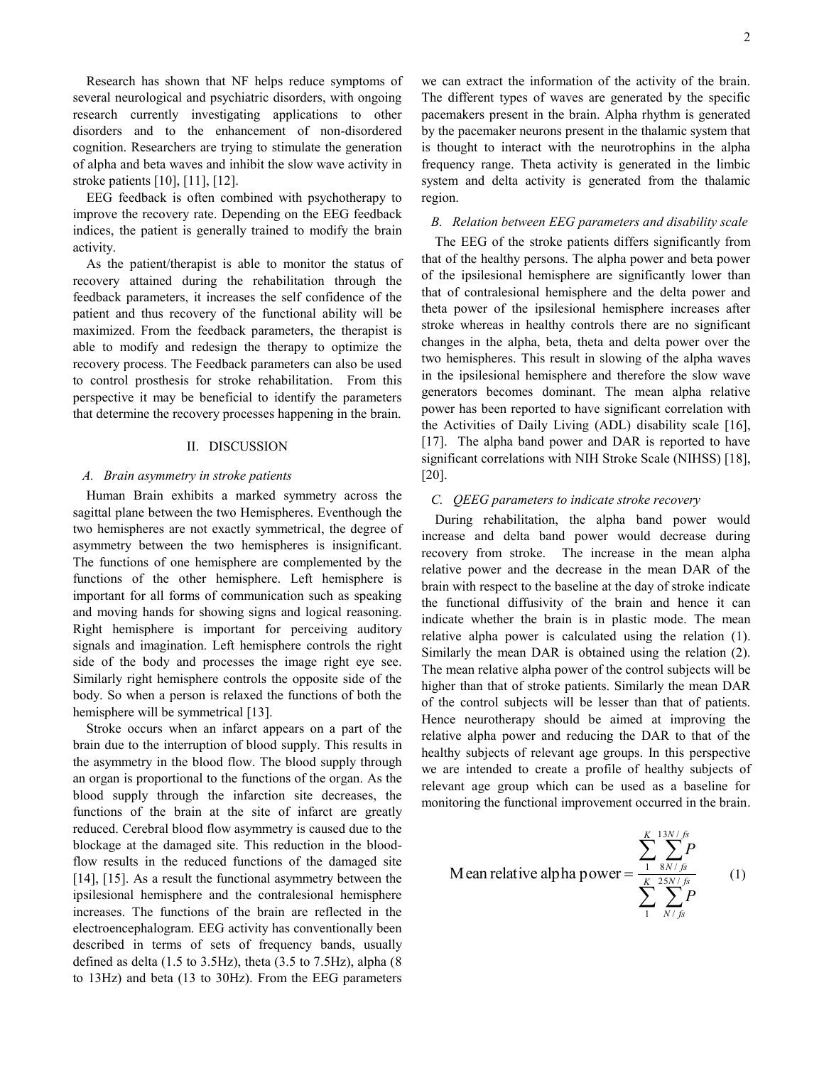Research has shown that NF helps reduce symptoms of several neurological and psychiatric disorders, with ongoing research currently investigating applications to other disorders and to the enhancement of non-disordered cognition. Researchers are trying to stimulate the generation of alpha and beta waves and inhibit the slow wave activity in stroke patients [10], [11], [12].

EEG feedback is often combined with psychotherapy to improve the recovery rate. Depending on the EEG feedback indices, the patient is generally trained to modify the brain activity.

As the patient/therapist is able to monitor the status of recovery attained during the rehabilitation through the feedback parameters, it increases the self confidence of the patient and thus recovery of the functional ability will be maximized. From the feedback parameters, the therapist is able to modify and redesign the therapy to optimize the recovery process. The Feedback parameters can also be used to control prosthesis for stroke rehabilitation. From this perspective it may be beneficial to identify the parameters that determine the recovery processes happening in the brain.

## II. DISCUSSION

### *A. Brain asymmetry in stroke patients*

Human Brain exhibits a marked symmetry across the sagittal plane between the two Hemispheres. Eventhough the two hemispheres are not exactly symmetrical, the degree of asymmetry between the two hemispheres is insignificant. The functions of one hemisphere are complemented by the functions of the other hemisphere. Left hemisphere is important for all forms of communication such as speaking and moving hands for showing signs and logical reasoning. Right hemisphere is important for perceiving auditory signals and imagination. Left hemisphere controls the right side of the body and processes the image right eye see. Similarly right hemisphere controls the opposite side of the body. So when a person is relaxed the functions of both the hemisphere will be symmetrical [13].

Stroke occurs when an infarct appears on a part of the brain due to the interruption of blood supply. This results in the asymmetry in the blood flow. The blood supply through an organ is proportional to the functions of the organ. As the blood supply through the infarction site decreases, the functions of the brain at the site of infarct are greatly reduced. Cerebral blood flow asymmetry is caused due to the blockage at the damaged site. This reduction in the blood-flow results in the reduced functions of the damaged site [14], [15]. As a result the functional asymmetry between the ipsilesional hemisphere and the contralesional hemisphere increases. The functions of the brain are reflected in the electroencephalogram. EEG activity has conventionally been described in terms of sets of frequency bands, usually defined as delta (1.5 to 3.5Hz), theta (3.5 to 7.5Hz), alpha (8 to 13Hz) and beta (13 to 30Hz). From the EEG parameters we can extract the information of the activity of the brain. The different types of waves are generated by the specific pacemakers present in the brain. Alpha rhythm is generated by the pacemaker neurons present in the thalamic system that is thought to interact with the neurotrophins in the alpha frequency range. Theta activity is generated in the limbic system and delta activity is generated from the thalamic region.

### *B. Relation between EEG parameters and disability scale*

The EEG of the stroke patients differs significantly from that of the healthy persons. The alpha power and beta power of the ipsilesional hemisphere are significantly lower than that of contralesional hemisphere and the delta power and theta power of the ipsilesional hemisphere increases after stroke whereas in healthy controls there are no significant changes in the alpha, beta, theta and delta power over the two hemispheres. This result in slowing of the alpha waves in the ipsilesional hemisphere and therefore the slow wave generators becomes dominant. The mean alpha relative power has been reported to have significant correlation with the Activities of Daily Living (ADL) disability scale [16], [17]. The alpha band power and DAR is reported to have significant correlations with NIH Stroke Scale (NIHSS) [18], [20].

### *C. QEEG parameters to indicate stroke recovery*

During rehabilitation, the alpha band power would increase and delta band power would decrease during recovery from stroke. The increase in the mean alpha relative power and the decrease in the mean DAR of the brain with respect to the baseline at the day of stroke indicate the functional diffusivity of the brain and hence it can indicate whether the brain is in plastic mode. The mean relative alpha power is calculated using the relation (1). Similarly the mean DAR is obtained using the relation (2). The mean relative alpha power of the control subjects will be higher than that of stroke patients. Similarly the mean DAR of the control subjects will be lesser than that of patients. Hence neurotherapy should be aimed at improving the relative alpha power and reducing the DAR to that of the healthy subjects of relevant age groups. In this perspective we are intended to create a profile of healthy subjects of relevant age group which can be used as a baseline for monitoring the functional improvement occurred in the brain.

$$\text{Mean relative alpha power} = \frac{\sum_{1}^{K} \sum_{8N/fs}^{13N/fs} P}{\sum_{1}^{K} \sum_{N/fs}^{25N/fs} P} \qquad (1)$$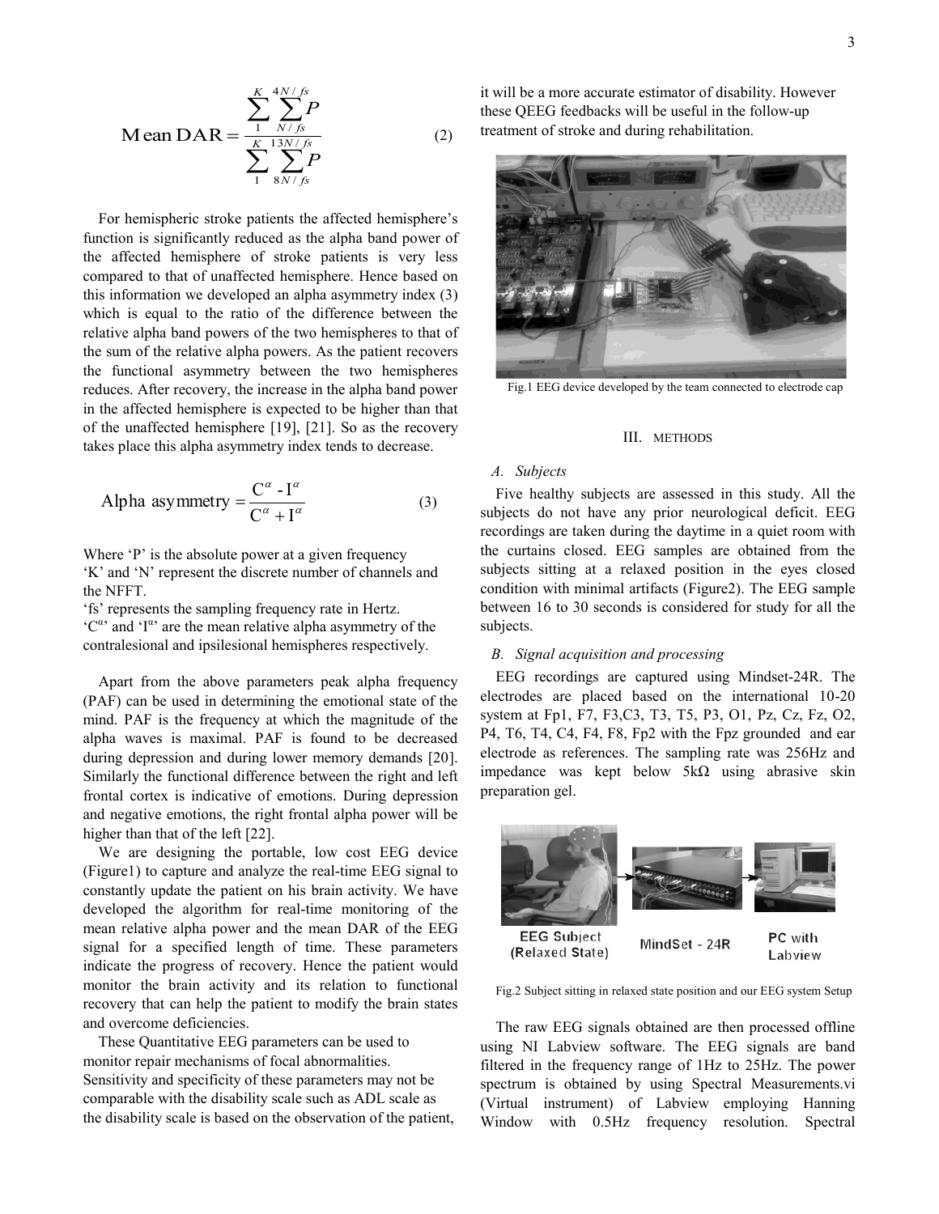$$\text{Mean DAR} = \frac{\sum_{1}^{K}\sum_{N/fs}^{4N/fs} P}{\sum_{1}^{K}\sum_{8N/fs}^{13N/fs} P} \tag{2}$$

For hemispheric stroke patients the affected hemisphere's function is significantly reduced as the alpha band power of the affected hemisphere of stroke patients is very less compared to that of unaffected hemisphere. Hence based on this information we developed an alpha asymmetry index (3) which is equal to the ratio of the difference between the relative alpha band powers of the two hemispheres to that of the sum of the relative alpha powers. As the patient recovers the functional asymmetry between the two hemispheres reduces. After recovery, the increase in the alpha band power in the affected hemisphere is expected to be higher than that of the unaffected hemisphere [19], [21]. So as the recovery takes place this alpha asymmetry index tends to decrease.

$$\text{Alpha asymmetry} = \frac{C^{\alpha} - I^{\alpha}}{C^{\alpha} + I^{\alpha}} \tag{3}$$

Where 'P' is the absolute power at a given frequency
'K' and 'N' represent the discrete number of channels and the NFFT.
'fs' represents the sampling frequency rate in Hertz.
'$C^{\alpha}$' and '$I^{\alpha}$' are the mean relative alpha asymmetry of the contralesional and ipsilesional hemispheres respectively.

Apart from the above parameters peak alpha frequency (PAF) can be used in determining the emotional state of the mind. PAF is the frequency at which the magnitude of the alpha waves is maximal. PAF is found to be decreased during depression and during lower memory demands [20]. Similarly the functional difference between the right and left frontal cortex is indicative of emotions. During depression and negative emotions, the right frontal alpha power will be higher than that of the left [22].

We are designing the portable, low cost EEG device (Figure1) to capture and analyze the real-time EEG signal to constantly update the patient on his brain activity. We have developed the algorithm for real-time monitoring of the mean relative alpha power and the mean DAR of the EEG signal for a specified length of time. These parameters indicate the progress of recovery. Hence the patient would monitor the brain activity and its relation to functional recovery that can help the patient to modify the brain states and overcome deficiencies.

These Quantitative EEG parameters can be used to monitor repair mechanisms of focal abnormalities. Sensitivity and specificity of these parameters may not be comparable with the disability scale such as ADL scale as the disability scale is based on the observation of the patient, it will be a more accurate estimator of disability. However these QEEG feedbacks will be useful in the follow-up treatment of stroke and during rehabilitation.

Fig.1 EEG device developed by the team connected to electrode cap

## III. METHODS

### A. Subjects

Five healthy subjects are assessed in this study. All the subjects do not have any prior neurological deficit. EEG recordings are taken during the daytime in a quiet room with the curtains closed. EEG samples are obtained from the subjects sitting at a relaxed position in the eyes closed condition with minimal artifacts (Figure2). The EEG sample between 16 to 30 seconds is considered for study for all the subjects.

### B. Signal acquisition and processing

EEG recordings are captured using Mindset-24R. The electrodes are placed based on the international 10-20 system at Fp1, F7, F3,C3, T3, T5, P3, O1, Pz, Cz, Fz, O2, P4, T6, T4, C4, F4, F8, Fp2 with the Fpz grounded and ear electrode as references. The sampling rate was 256Hz and impedance was kept below 5kΩ using abrasive skin preparation gel.

EEG Subject (Relaxed State) → MindSet - 24R → PC with Labview

Fig.2 Subject sitting in relaxed state position and our EEG system Setup

The raw EEG signals obtained are then processed offline using NI Labview software. The EEG signals are band filtered in the frequency range of 1Hz to 25Hz. The power spectrum is obtained by using Spectral Measurements.vi (Virtual instrument) of Labview employing Hanning Window with 0.5Hz frequency resolution. Spectral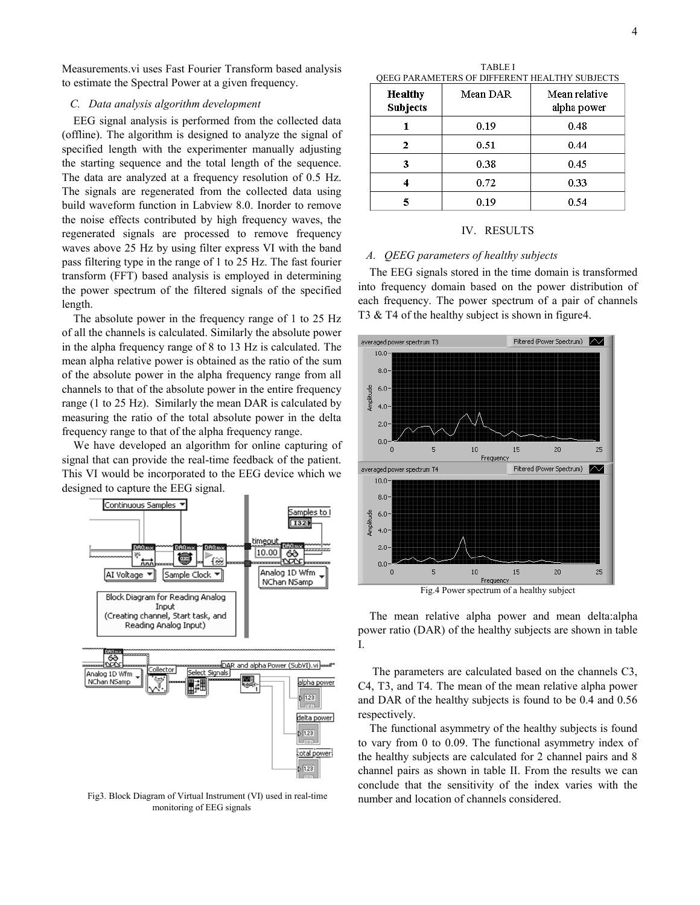Measurements.vi uses Fast Fourier Transform based analysis to estimate the Spectral Power at a given frequency.

### *C. Data analysis algorithm development*

EEG signal analysis is performed from the collected data (offline). The algorithm is designed to analyze the signal of specified length with the experimenter manually adjusting the starting sequence and the total length of the sequence. The data are analyzed at a frequency resolution of 0.5 Hz. The signals are regenerated from the collected data using build waveform function in Labview 8.0. Inorder to remove the noise effects contributed by high frequency waves, the regenerated signals are processed to remove frequency waves above 25 Hz by using filter express VI with the band pass filtering type in the range of 1 to 25 Hz. The fast fourier transform (FFT) based analysis is employed in determining the power spectrum of the filtered signals of the specified length.

The absolute power in the frequency range of 1 to 25 Hz of all the channels is calculated. Similarly the absolute power in the alpha frequency range of 8 to 13 Hz is calculated. The mean alpha relative power is obtained as the ratio of the sum of the absolute power in the alpha frequency range from all channels to that of the absolute power in the entire frequency range (1 to 25 Hz). Similarly the mean DAR is calculated by measuring the ratio of the total absolute power in the delta frequency range to that of the alpha frequency range.

We have developed an algorithm for online capturing of signal that can provide the real-time feedback of the patient. This VI would be incorporated to the EEG device which we designed to capture the EEG signal.

Fig3. Block Diagram of Virtual Instrument (VI) used in real-time monitoring of EEG signals

TABLE I
QEEG PARAMETERS OF DIFFERENT HEALTHY SUBJECTS

| Healthy Subjects | Mean DAR | Mean relative alpha power |
|---|---|---|
| 1 | 0.19 | 0.48 |
| 2 | 0.51 | 0.44 |
| 3 | 0.38 | 0.45 |
| 4 | 0.72 | 0.33 |
| 5 | 0.19 | 0.54 |

## IV. RESULTS

### *A. QEEG parameters of healthy subjects*

The EEG signals stored in the time domain is transformed into frequency domain based on the power distribution of each frequency. The power spectrum of a pair of channels T3 & T4 of the healthy subject is shown in figure4.

Fig.4 Power spectrum of a healthy subject

The mean relative alpha power and mean delta:alpha power ratio (DAR) of the healthy subjects are shown in table I.

The parameters are calculated based on the channels C3, C4, T3, and T4. The mean of the mean relative alpha power and DAR of the healthy subjects is found to be 0.4 and 0.56 respectively.

The functional asymmetry of the healthy subjects is found to vary from 0 to 0.09. The functional asymmetry index of the healthy subjects are calculated for 2 channel pairs and 8 channel pairs as shown in table II. From the results we can conclude that the sensitivity of the index varies with the number and location of channels considered.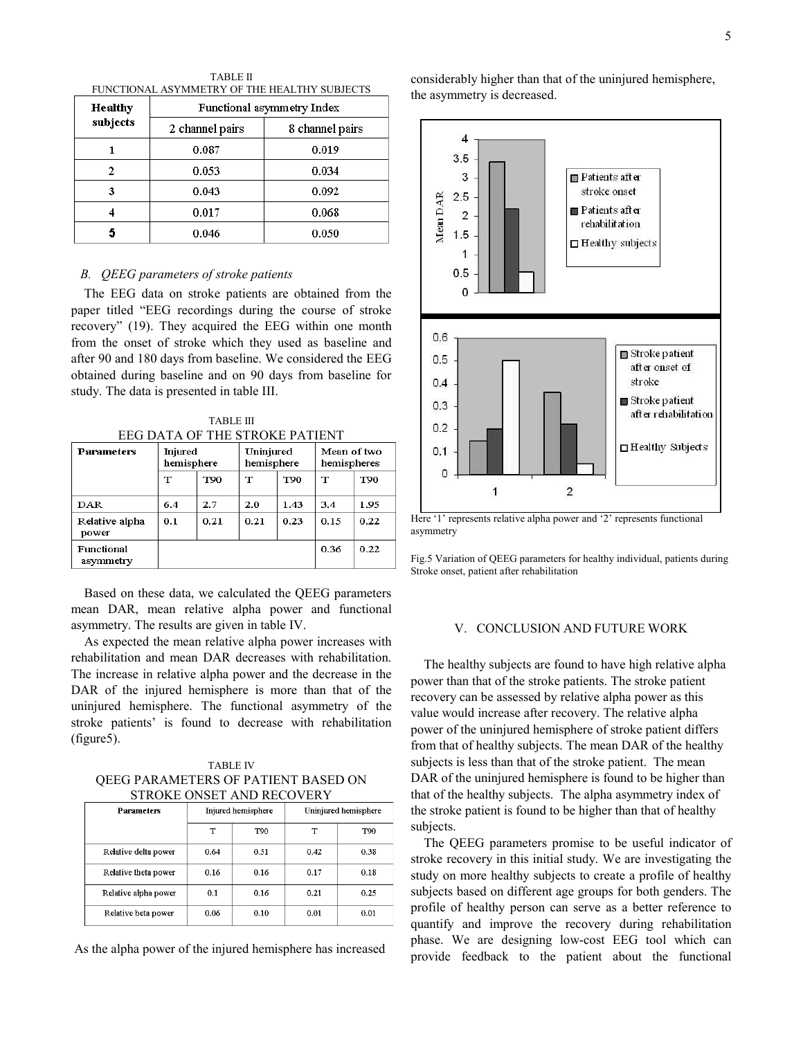TABLE II
FUNCTIONAL ASYMMETRY OF THE HEALTHY SUBJECTS

| Healthy subjects | Functional asymmetry Index | |
|---|---|---|
| | 2 channel pairs | 8 channel pairs |
| 1 | 0.087 | 0.019 |
| 2 | 0.053 | 0.034 |
| 3 | 0.043 | 0.092 |
| 4 | 0.017 | 0.068 |
| 5 | 0.046 | 0.050 |

### B. QEEG parameters of stroke patients

The EEG data on stroke patients are obtained from the paper titled "EEG recordings during the course of stroke recovery" (19). They acquired the EEG within one month from the onset of stroke which they used as baseline and after 90 and 180 days from baseline. We considered the EEG obtained during baseline and on 90 days from baseline for study. The data is presented in table III.

TABLE III
EEG DATA OF THE STROKE PATIENT

| Parameters | Injured hemisphere | | Uninjured hemisphere | | Mean of two hemispheres | |
|---|---|---|---|---|---|---|
| | T | T90 | T | T90 | T | T90 |
| DAR | 6.4 | 2.7 | 2.0 | 1.43 | 3.4 | 1.95 |
| Relative alpha power | 0.1 | 0.21 | 0.21 | 0.23 | 0.15 | 0.22 |
| Functional asymmetry | | | | | 0.36 | 0.22 |

Based on these data, we calculated the QEEG parameters mean DAR, mean relative alpha power and functional asymmetry. The results are given in table IV.

As expected the mean relative alpha power increases with rehabilitation and mean DAR decreases with rehabilitation. The increase in relative alpha power and the decrease in the DAR of the injured hemisphere is more than that of the uninjured hemisphere. The functional asymmetry of the stroke patients' is found to decrease with rehabilitation (figure5).

TABLE IV
QEEG PARAMETERS OF PATIENT BASED ON STROKE ONSET AND RECOVERY

| Parameters | Injured hemisphere | | Uninjured hemisphere | |
|---|---|---|---|---|
| | T | T90 | T | T90 |
| Relative delta power | 0.64 | 0.51 | 0.42 | 0.38 |
| Relative theta power | 0.16 | 0.16 | 0.17 | 0.18 |
| Relative alpha power | 0.1 | 0.16 | 0.21 | 0.25 |
| Relative beta power | 0.06 | 0.10 | 0.01 | 0.01 |

As the alpha power of the injured hemisphere has increased considerably higher than that of the uninjured hemisphere, the asymmetry is decreased.

Here '1' represents relative alpha power and '2' represents functional asymmetry

Fig.5 Variation of QEEG parameters for healthy individual, patients during Stroke onset, patient after rehabilitation

## V. CONCLUSION AND FUTURE WORK

The healthy subjects are found to have high relative alpha power than that of the stroke patients. The stroke patient recovery can be assessed by relative alpha power as this value would increase after recovery. The relative alpha power of the uninjured hemisphere of stroke patient differs from that of healthy subjects. The mean DAR of the healthy subjects is less than that of the stroke patient. The mean DAR of the uninjured hemisphere is found to be higher than that of the healthy subjects. The alpha asymmetry index of the stroke patient is found to be higher than that of healthy subjects.

The QEEG parameters promise to be useful indicator of stroke recovery in this initial study. We are investigating the study on more healthy subjects to create a profile of healthy subjects based on different age groups for both genders. The profile of healthy person can serve as a better reference to quantify and improve the recovery during rehabilitation phase. We are designing low-cost EEG tool which can provide feedback to the patient about the functional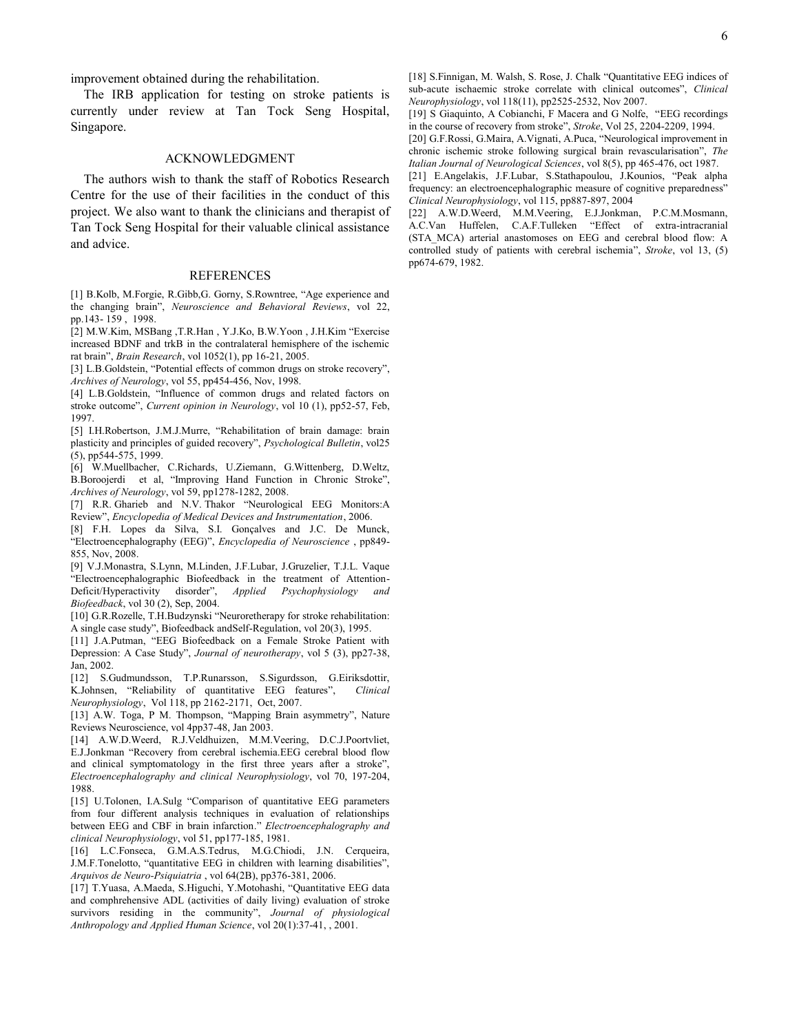improvement obtained during the rehabilitation.

The IRB application for testing on stroke patients is currently under review at Tan Tock Seng Hospital, Singapore.

## ACKNOWLEDGMENT

The authors wish to thank the staff of Robotics Research Centre for the use of their facilities in the conduct of this project. We also want to thank the clinicians and therapist of Tan Tock Seng Hospital for their valuable clinical assistance and advice.

## REFERENCES

[1] B.Kolb, M.Forgie, R.Gibb,G. Gorny, S.Rowntree, "Age experience and the changing brain", *Neuroscience and Behavioral Reviews*, vol 22, pp.143- 159 , 1998.

[2] M.W.Kim, MSBang ,T.R.Han , Y.J.Ko, B.W.Yoon , J.H.Kim "Exercise increased BDNF and trkB in the contralateral hemisphere of the ischemic rat brain", *Brain Research*, vol 1052(1), pp 16-21, 2005.

[3] L.B.Goldstein, "Potential effects of common drugs on stroke recovery", *Archives of Neurology*, vol 55, pp454-456, Nov, 1998.

[4] L.B.Goldstein, "Influence of common drugs and related factors on stroke outcome", *Current opinion in Neurology*, vol 10 (1), pp52-57, Feb, 1997.

[5] I.H.Robertson, J.M.J.Murre, "Rehabilitation of brain damage: brain plasticity and principles of guided recovery", *Psychological Bulletin*, vol25 (5), pp544-575, 1999.

[6] W.Muellbacher, C.Richards, U.Ziemann, G.Wittenberg, D.Weltz, B.Boroojerdi et al, "Improving Hand Function in Chronic Stroke", *Archives of Neurology*, vol 59, pp1278-1282, 2008.

[7] R.R. Gharieb and N.V. Thakor "Neurological EEG Monitors:A Review", *Encyclopedia of Medical Devices and Instrumentation*, 2006.

[8] F.H. Lopes da Silva, S.I. Gonçalves and J.C. De Munck, "Electroencephalography (EEG)", *Encyclopedia of Neuroscience* , pp849-855, Nov, 2008.

[9] V.J.Monastra, S.Lynn, M.Linden, J.F.Lubar, J.Gruzelier, T.J.L. Vaque "Electroencephalographic Biofeedback in the treatment of Attention-Deficit/Hyperactivity disorder", *Applied Psychophysiology and Biofeedback*, vol 30 (2), Sep, 2004.

[10] G.R.Rozelle, T.H.Budzynski "Neuroretherapy for stroke rehabilitation: A single case study", Biofeedback andSelf-Regulation, vol 20(3), 1995.

[11] J.A.Putman, "EEG Biofeedback on a Female Stroke Patient with Depression: A Case Study", *Journal of neurotherapy*, vol 5 (3), pp27-38, Jan, 2002.

[12] S.Gudmundsson, T.P.Runarsson, S.Sigurdsson, G.Eiriksdottir, K.Johnsen, "Reliability of quantitative EEG features", *Clinical Neurophysiology*, Vol 118, pp 2162-2171, Oct, 2007.

[13] A.W. Toga, P M. Thompson, "Mapping Brain asymmetry", Nature Reviews Neuroscience, vol 4pp37-48, Jan 2003.

[14] A.W.D.Weerd, R.J.Veldhuizen, M.M.Veering, D.C.J.Poortvliet, E.J.Jonkman "Recovery from cerebral ischemia.EEG cerebral blood flow and clinical symptomatology in the first three years after a stroke", *Electroencephalography and clinical Neurophysiology*, vol 70, 197-204, 1988.

[15] U.Tolonen, I.A.Sulg "Comparison of quantitative EEG parameters from four different analysis techniques in evaluation of relationships between EEG and CBF in brain infarction." *Electroencephalography and clinical Neurophysiology*, vol 51, pp177-185, 1981.

[16] L.C.Fonseca, G.M.A.S.Tedrus, M.G.Chiodi, J.N. Cerqueira, J.M.F.Tonelotto, "quantitative EEG in children with learning disabilities", *Arquivos de Neuro-Psiquiatria* , vol 64(2B), pp376-381, 2006.

[17] T.Yuasa, A.Maeda, S.Higuchi, Y.Motohashi, "Quantitative EEG data and comphrehensive ADL (activities of daily living) evaluation of stroke survivors residing in the community", *Journal of physiological Anthropology and Applied Human Science*, vol 20(1):37-41, , 2001.

[18] S.Finnigan, M. Walsh, S. Rose, J. Chalk "Quantitative EEG indices of sub-acute ischaemic stroke correlate with clinical outcomes", *Clinical Neurophysiology*, vol 118(11), pp2525-2532, Nov 2007.

[19] S Giaquinto, A Cobianchi, F Macera and G Nolfe, "EEG recordings in the course of recovery from stroke", *Stroke*, Vol 25, 2204-2209, 1994.

[20] G.F.Rossi, G.Maira, A.Vignati, A.Puca, "Neurological improvement in chronic ischemic stroke following surgical brain revascularisation", *The Italian Journal of Neurological Sciences*, vol 8(5), pp 465-476, oct 1987.

[21] E.Angelakis, J.F.Lubar, S.Stathapoulou, J.Kounios, "Peak alpha frequency: an electroencephalographic measure of cognitive preparedness" *Clinical Neurophysiology*, vol 115, pp887-897, 2004

[22] A.W.D.Weerd, M.M.Veering, E.J.Jonkman, P.C.M.Mosmann, A.C.Van Huffelen, C.A.F.Tulleken "Effect of extra-intracranial (STA_MCA) arterial anastomoses on EEG and cerebral blood flow: A controlled study of patients with cerebral ischemia", *Stroke*, vol 13, (5) pp674-679, 1982.